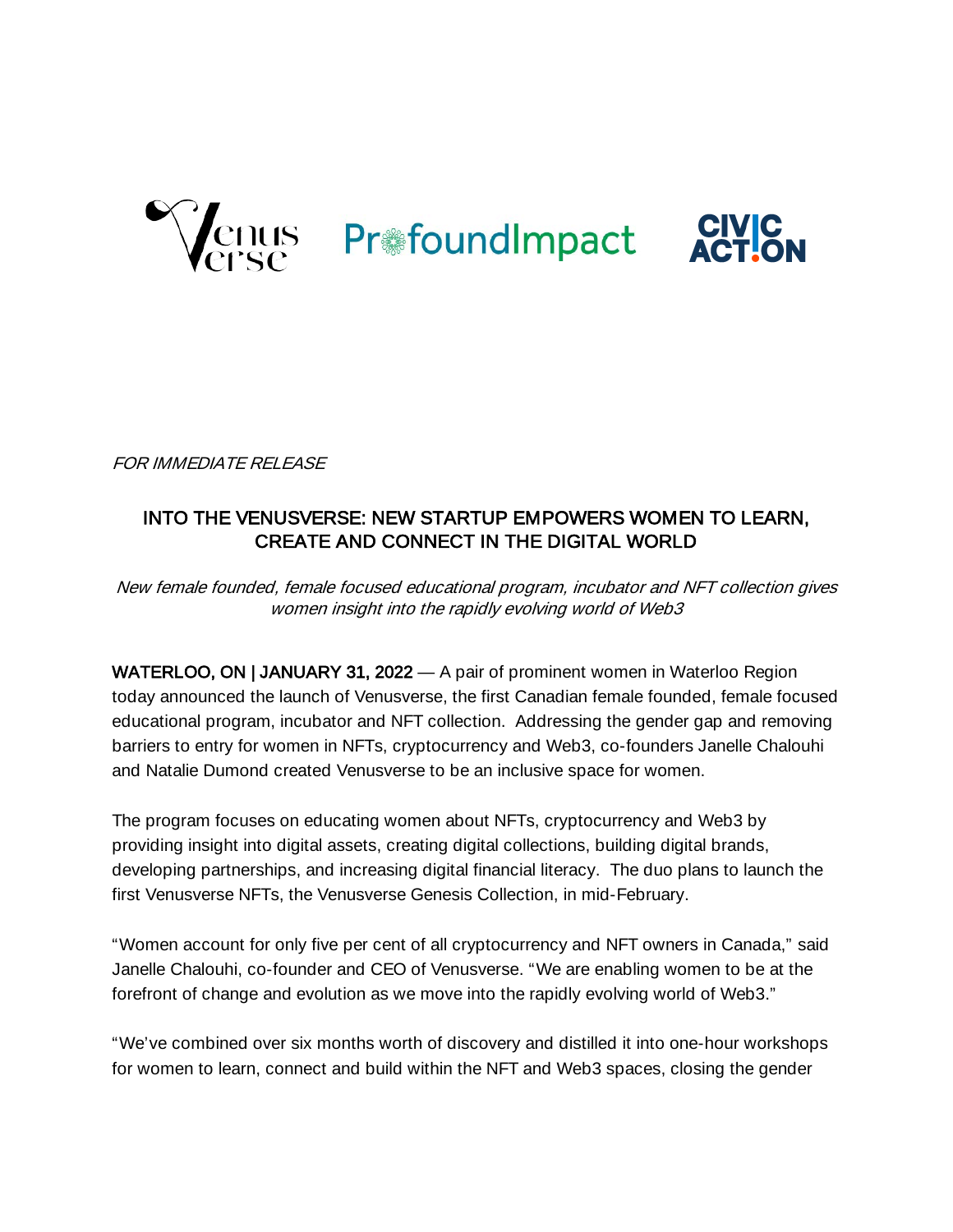*FOR IMMEDIATE RELEASE*

## INTO THE VENUSVERSE: NEW STARTUP EMPOWERS WOMEN TO LEARN, CREATE AND CONNECT IN THE DIGITAL WORLD

*New female founded, female focused educational program, incubator and NFT collection gives women insight into the rapidly evolving world of Web3*

**WATERLOO, ON | JANUARY 31, 2022** — A pair of prominent women in Waterloo Region today announced the launch of Venusverse, the first Canadian female founded, female focused educational program, incubator and NFT collection. Addressing the gender gap and removing barriers to entry for women in NFTs, cryptocurrency and Web3, co-founders Janelle Chalouhi and Natalie Dumond created Venusverse to be an inclusive space for women.

The program focuses on educating women about NFTs, cryptocurrency and Web3 by providing insight into digital assets, creating digital collections, building digital brands, developing partnerships, and increasing digital financial literacy. The duo plans to launch the first Venusverse NFTs, the Venusverse Genesis Collection, in mid-February.

"Women account for only five per cent of all cryptocurrency and NFT owners in Canada," said Janelle Chalouhi, co-founder and CEO of Venusverse. "We are enabling women to be at the forefront of change and evolution as we move into the rapidly evolving world of Web3."

"We've combined over six months worth of discovery and distilled it into one-hour workshops for women to learn, connect and build within the NFT and Web3 spaces, closing the gender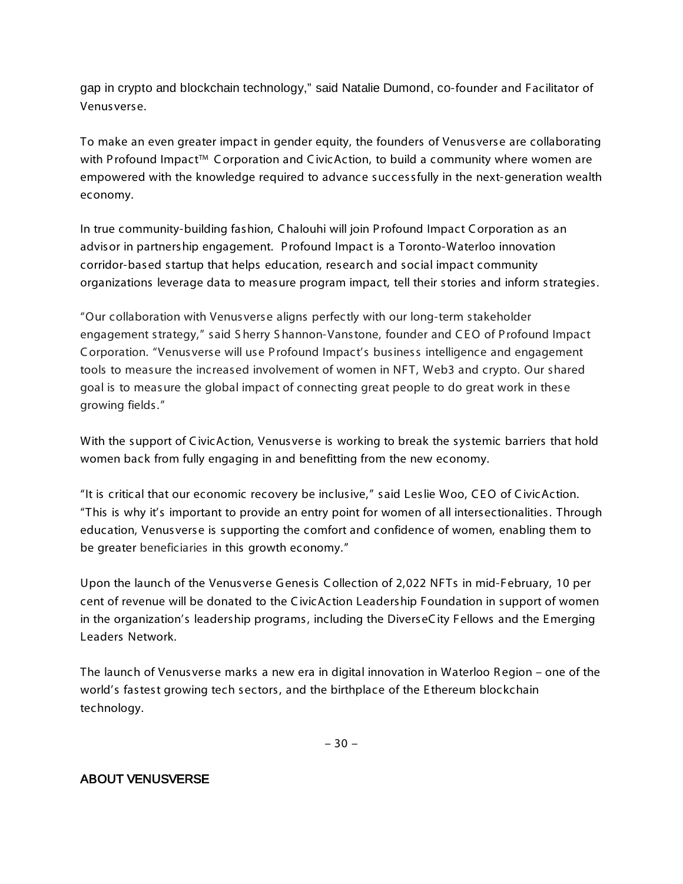gap in crypto and blockchain technology," said Natalie Dumond, co-founder and Facilitator of Venusverse.

To make an even greater impact in gender equity, the founders of Venusverse are collaborating with Profound Impact™ Corporation and CivicAction, to build a community where women are empowered with the knowledge required to advance successfully in the next-generation wealth economy.

In true community-building fashion, Chalouhi will join Profound Impact Corporation as an advisor in partnership engagement. Profound Impact is a Toronto-Waterloo innovation corridor-based startup that helps education, research and social impact community organizations leverage data to measure program impact, tell their stories and inform strategies.

"Our collaboration with Venusverse aligns perfectly with our long-term stakeholder engagement strategy," said Sherry Shannon-Vanstone, founder and CEO of Profound Impact Corporation. "Venusverse will use Profound Impact's business intelligence and engagement tools to measure the increased involvement of women in NFT, Web3 and crypto. Our shared goal is to measure the global impact of connecting great people to do great work in these growing fields."

With the support of CivicAction, Venusverse is working to break the systemic barriers that hold women back from fully engaging in and benefitting from the new economy.

"It is critical that our economic recovery be inclusive," said Leslie Woo, CEO of CivicAction. "This is why it's important to provide an entry point for women of all intersectionalities. Through education, Venusverse is supporting the comfort and confidence of women, enabling them to be greater beneficiaries in this growth economy."

Upon the launch of the Venusverse Genesis Collection of 2,022 NFTs in mid-February, 10 per cent of revenue will be donated to the CivicAction Leadership Foundation in support of women in the organization's leadership programs, including the DiverseCity Fellows and the Emerging Leaders Network.

The launch of Venusverse marks a new era in digital innovation in Waterloo Region – one of the world's fastest growing tech sectors, and the birthplace of the Ethereum blockchain technology.

– 30 –

## ABOUT VENUSVERSE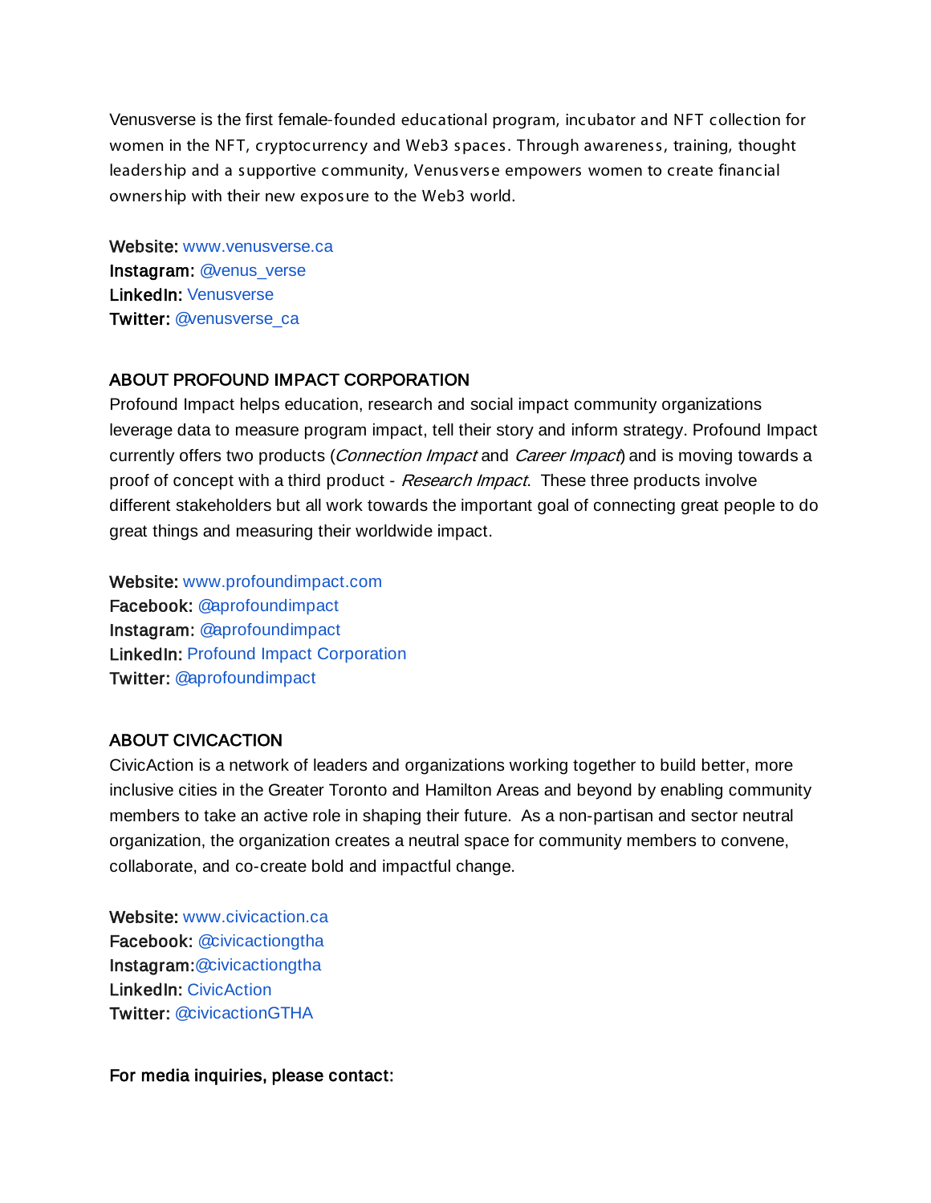Venusverse is the first female-founded educational program, incubator and NFT collection for women in the NFT, cryptocurrency and Web3 spaces. Through awareness, training, thought leadership and a supportive community, Venusverse empowers women to create financial ownership with their new exposure to the Web3 world.

**Website:** www.venusverse.ca
**Instagram:** @venus_verse
**LinkedIn:** Venusverse
**Twitter:** @venusverse_ca

## ABOUT PROFOUND IMPACT CORPORATION

Profound Impact helps education, research and social impact community organizations leverage data to measure program impact, tell their story and inform strategy. Profound Impact currently offers two products (*Connection Impact* and *Career Impact*) and is moving towards a proof of concept with a third product - *Research Impact*. These three products involve different stakeholders but all work towards the important goal of connecting great people to do great things and measuring their worldwide impact.

**Website:** www.profoundimpact.com
**Facebook:** @aprofoundimpact
**Instagram:** @aprofoundimpact
**LinkedIn:** Profound Impact Corporation
**Twitter:** @aprofoundimpact

## ABOUT CIVICACTION

CivicAction is a network of leaders and organizations working together to build better, more inclusive cities in the Greater Toronto and Hamilton Areas and beyond by enabling community members to take an active role in shaping their future. As a non-partisan and sector neutral organization, the organization creates a neutral space for community members to convene, collaborate, and co-create bold and impactful change.

**Website:** www.civicaction.ca
**Facebook:** @civicactiongtha
**Instagram:**@civicactiongtha
**LinkedIn:** CivicAction
**Twitter:** @civicactionGTHA

**For media inquiries, please contact:**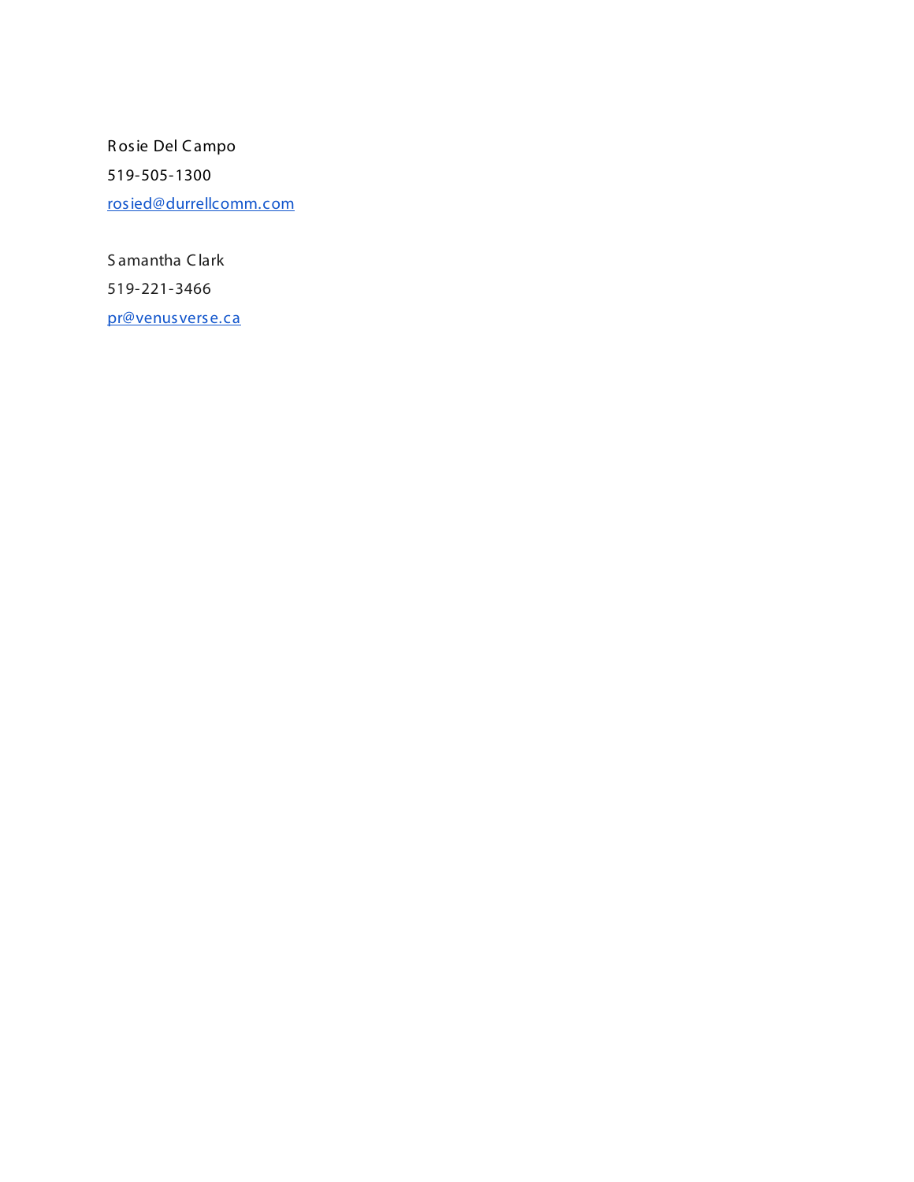Rosie Del Campo

519-505-1300

rosied@durrellcomm.com

Samantha Clark

519-221-3466

pr@venusverse.ca